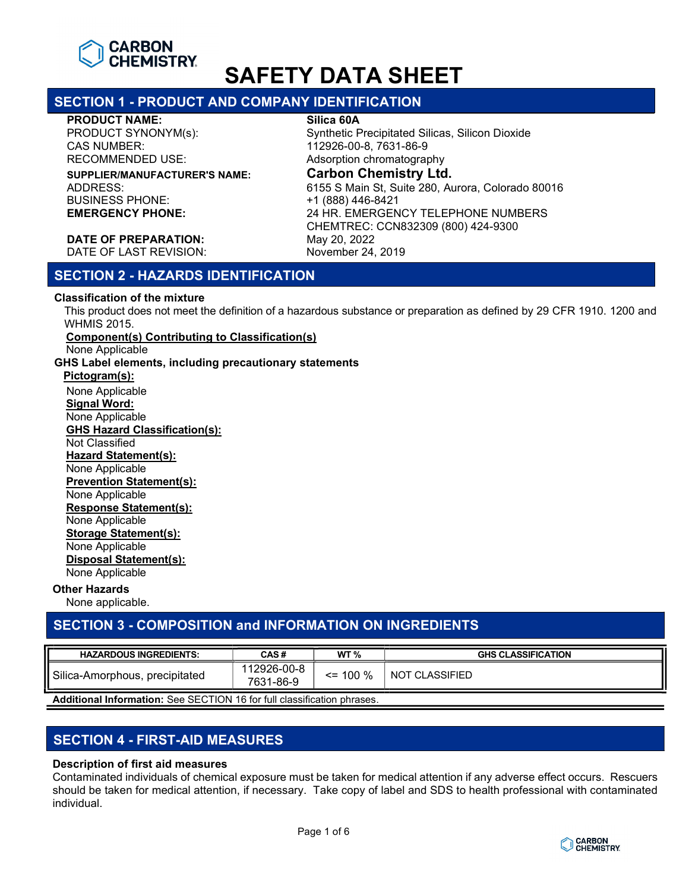CARBON CHEMISTRY

# SAFETY DATA SHEET

## SECTION 1 - PRODUCT AND COMPANY IDENTIFICATION

**PRODUCT NAME:** **Silica 60A**
PRODUCT SYNONYM(s): Synthetic Precipitated Silicas, Silicon Dioxide
CAS NUMBER: 112926-00-8, 7631-86-9
RECOMMENDED USE: Adsorption chromatography
**SUPPLIER/MANUFACTURER'S NAME:** **Carbon Chemistry Ltd.**
ADDRESS: 6155 S Main St, Suite 280, Aurora, Colorado 80016
BUSINESS PHONE: +1 (888) 446-8421
**EMERGENCY PHONE:** 24 HR. EMERGENCY TELEPHONE NUMBERS
CHEMTREC: CCN832309 (800) 424-9300
**DATE OF PREPARATION:** May 20, 2022
DATE OF LAST REVISION: November 24, 2019

## SECTION 2 - HAZARDS IDENTIFICATION

**Classification of the mixture**

This product does not meet the definition of a hazardous substance or preparation as defined by 29 CFR 1910. 1200 and WHMIS 2015.

**Component(s) Contributing to Classification(s)**

None Applicable

**GHS Label elements, including precautionary statements**

**Pictogram(s):**

None Applicable

**Signal Word:**

None Applicable

**GHS Hazard Classification(s):**

Not Classified

**Hazard Statement(s):**

None Applicable

**Prevention Statement(s):**

None Applicable

**Response Statement(s):**

None Applicable

**Storage Statement(s):**

None Applicable

**Disposal Statement(s):**

None Applicable

**Other Hazards**

None applicable.

## SECTION 3 - COMPOSITION and INFORMATION ON INGREDIENTS

| HAZARDOUS INGREDIENTS: | CAS # | WT % | GHS CLASSIFICATION |
| --- | --- | --- | --- |
| Silica-Amorphous, precipitated | 112926-00-8 7631-86-9 | <= 100 % | NOT CLASSIFIED |

**Additional Information:** See SECTION 16 for full classification phrases.

## SECTION 4 - FIRST-AID MEASURES

**Description of first aid measures**

Contaminated individuals of chemical exposure must be taken for medical attention if any adverse effect occurs. Rescuers should be taken for medical attention, if necessary. Take copy of label and SDS to health professional with contaminated individual.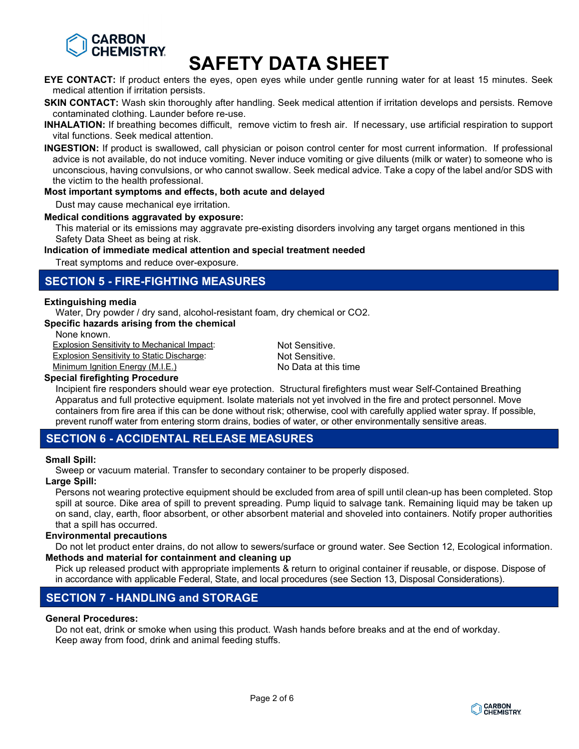**EYE CONTACT:** If product enters the eyes, open eyes while under gentle running water for at least 15 minutes. Seek medical attention if irritation persists.

**SKIN CONTACT:** Wash skin thoroughly after handling. Seek medical attention if irritation develops and persists. Remove contaminated clothing. Launder before re-use.

**INHALATION:** If breathing becomes difficult, remove victim to fresh air. If necessary, use artificial respiration to support vital functions. Seek medical attention.

**INGESTION:** If product is swallowed, call physician or poison control center for most current information. If professional advice is not available, do not induce vomiting. Never induce vomiting or give diluents (milk or water) to someone who is unconscious, having convulsions, or who cannot swallow. Seek medical advice. Take a copy of the label and/or SDS with the victim to the health professional.

**Most important symptoms and effects, both acute and delayed**

Dust may cause mechanical eye irritation.

**Medical conditions aggravated by exposure:**

This material or its emissions may aggravate pre-existing disorders involving any target organs mentioned in this Safety Data Sheet as being at risk.

**Indication of immediate medical attention and special treatment needed**

Treat symptoms and reduce over-exposure.

## SECTION 5 - FIRE-FIGHTING MEASURES

**Extinguishing media**

Water, Dry powder / dry sand, alcohol-resistant foam, dry chemical or $CO_2$.

**Specific hazards arising from the chemical**

None known.

| | |
|---|---|
| Explosion Sensitivity to Mechanical Impact: | Not Sensitive. |
| Explosion Sensitivity to Static Discharge: | Not Sensitive. |
| Minimum Ignition Energy (M.I.E.) | No Data at this time |

**Special firefighting Procedure**

Incipient fire responders should wear eye protection. Structural firefighters must wear Self-Contained Breathing Apparatus and full protective equipment. Isolate materials not yet involved in the fire and protect personnel. Move containers from fire area if this can be done without risk; otherwise, cool with carefully applied water spray. If possible, prevent runoff water from entering storm drains, bodies of water, or other environmentally sensitive areas.

## SECTION 6 - ACCIDENTAL RELEASE MEASURES

**Small Spill:**

Sweep or vacuum material. Transfer to secondary container to be properly disposed.

**Large Spill:**

Persons not wearing protective equipment should be excluded from area of spill until clean-up has been completed. Stop spill at source. Dike area of spill to prevent spreading. Pump liquid to salvage tank. Remaining liquid may be taken up on sand, clay, earth, floor absorbent, or other absorbent material and shoveled into containers. Notify proper authorities that a spill has occurred.

**Environmental precautions**

Do not let product enter drains, do not allow to sewers/surface or ground water. See Section 12, Ecological information.

**Methods and material for containment and cleaning up**

Pick up released product with appropriate implements & return to original container if reusable, or dispose. Dispose of in accordance with applicable Federal, State, and local procedures (see Section 13, Disposal Considerations).

## SECTION 7 - HANDLING and STORAGE

**General Procedures:**

Do not eat, drink or smoke when using this product. Wash hands before breaks and at the end of workday.
Keep away from food, drink and animal feeding stuffs.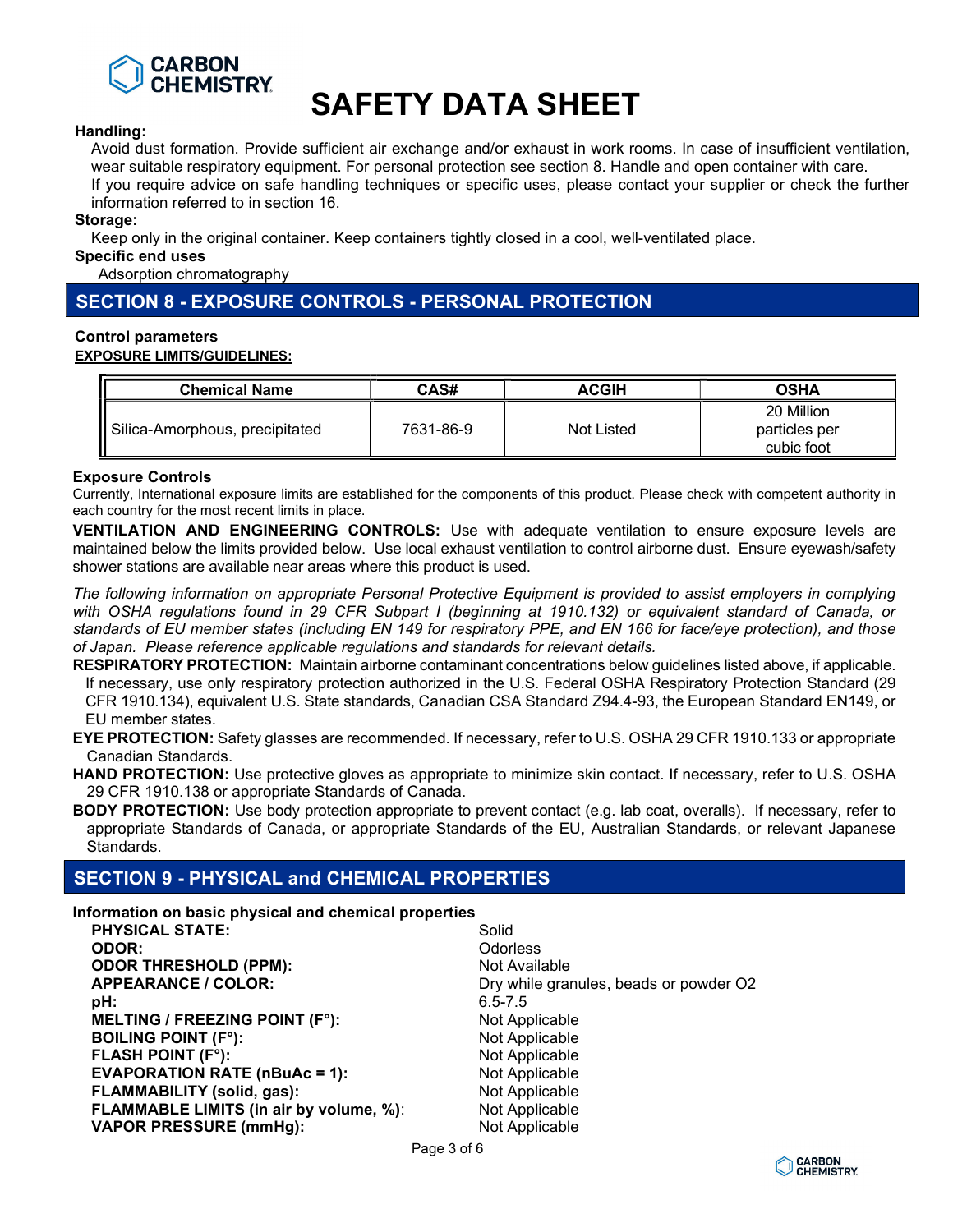**Handling:**

Avoid dust formation. Provide sufficient air exchange and/or exhaust in work rooms. In case of insufficient ventilation, wear suitable respiratory equipment. For personal protection see section 8. Handle and open container with care.
If you require advice on safe handling techniques or specific uses, please contact your supplier or check the further information referred to in section 16.

**Storage:**

Keep only in the original container. Keep containers tightly closed in a cool, well-ventilated place.

**Specific end uses**

Adsorption chromatography

## SECTION 8 - EXPOSURE CONTROLS - PERSONAL PROTECTION

**Control parameters**

**EXPOSURE LIMITS/GUIDELINES:**

| Chemical Name | CAS# | ACGIH | OSHA |
|---|---|---|---|
| Silica-Amorphous, precipitated | 7631-86-9 | Not Listed | 20 Million particles per cubic foot |

**Exposure Controls**

Currently, International exposure limits are established for the components of this product. Please check with competent authority in each country for the most recent limits in place.

**VENTILATION AND ENGINEERING CONTROLS:** Use with adequate ventilation to ensure exposure levels are maintained below the limits provided below. Use local exhaust ventilation to control airborne dust. Ensure eyewash/safety shower stations are available near areas where this product is used.

*The following information on appropriate Personal Protective Equipment is provided to assist employers in complying with OSHA regulations found in 29 CFR Subpart I (beginning at 1910.132) or equivalent standard of Canada, or standards of EU member states (including EN 149 for respiratory PPE, and EN 166 for face/eye protection), and those of Japan. Please reference applicable regulations and standards for relevant details.*

**RESPIRATORY PROTECTION:** Maintain airborne contaminant concentrations below guidelines listed above, if applicable. If necessary, use only respiratory protection authorized in the U.S. Federal OSHA Respiratory Protection Standard (29 CFR 1910.134), equivalent U.S. State standards, Canadian CSA Standard Z94.4-93, the European Standard EN149, or EU member states.

**EYE PROTECTION:** Safety glasses are recommended. If necessary, refer to U.S. OSHA 29 CFR 1910.133 or appropriate Canadian Standards.

**HAND PROTECTION:** Use protective gloves as appropriate to minimize skin contact. If necessary, refer to U.S. OSHA 29 CFR 1910.138 or appropriate Standards of Canada.

**BODY PROTECTION:** Use body protection appropriate to prevent contact (e.g. lab coat, overalls). If necessary, refer to appropriate Standards of Canada, or appropriate Standards of the EU, Australian Standards, or relevant Japanese Standards.

## SECTION 9 - PHYSICAL and CHEMICAL PROPERTIES

**Information on basic physical and chemical properties**

| | |
|---|---|
| **PHYSICAL STATE:** | Solid |
| **ODOR:** | Odorless |
| **ODOR THRESHOLD (PPM):** | Not Available |
| **APPEARANCE / COLOR:** | Dry while granules, beads or powder O2 |
| **pH:** | 6.5-7.5 |
| **MELTING / FREEZING POINT (F°):** | Not Applicable |
| **BOILING POINT (F°):** | Not Applicable |
| **FLASH POINT (F°):** | Not Applicable |
| **EVAPORATION RATE (nBuAc = 1):** | Not Applicable |
| **FLAMMABILITY (solid, gas):** | Not Applicable |
| **FLAMMABLE LIMITS (in air by volume, %):** | Not Applicable |
| **VAPOR PRESSURE (mmHg):** | Not Applicable |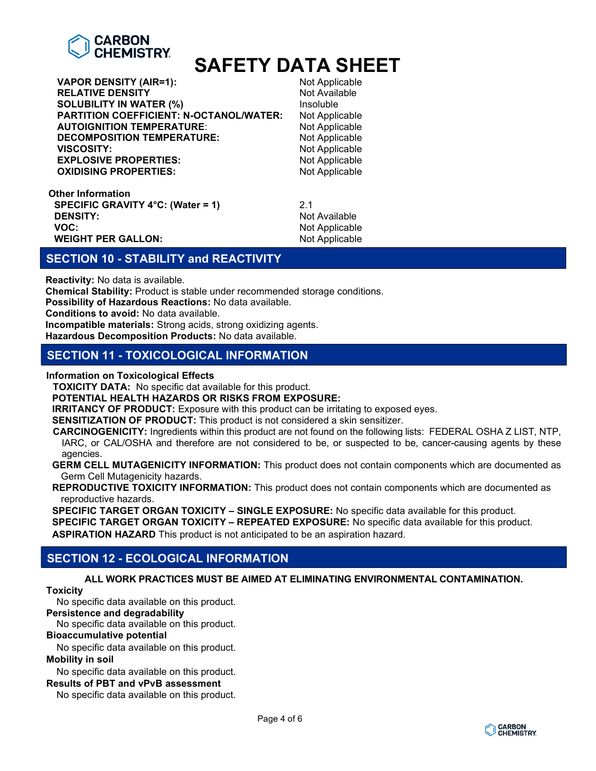| | |
|---|---|
| **VAPOR DENSITY (AIR=1):** | Not Applicable |
| **RELATIVE DENSITY** | Not Available |
| **SOLUBILITY IN WATER (%)** | Insoluble |
| **PARTITION COEFFICIENT: N-OCTANOL/WATER:** | Not Applicable |
| **AUTOIGNITION TEMPERATURE:** | Not Applicable |
| **DECOMPOSITION TEMPERATURE:** | Not Applicable |
| **VISCOSITY:** | Not Applicable |
| **EXPLOSIVE PROPERTIES:** | Not Applicable |
| **OXIDISING PROPERTIES:** | Not Applicable |

**Other Information**

| | |
|---|---|
| **SPECIFIC GRAVITY 4°C: (Water = 1)** | 2.1 |
| **DENSITY:** | Not Available |
| **VOC:** | Not Applicable |
| **WEIGHT PER GALLON:** | Not Applicable |

## SECTION 10 - STABILITY and REACTIVITY

**Reactivity:** No data is available.
**Chemical Stability:** Product is stable under recommended storage conditions.
**Possibility of Hazardous Reactions:** No data available.
**Conditions to avoid:** No data available.
**Incompatible materials:** Strong acids, strong oxidizing agents.
**Hazardous Decomposition Products:** No data available.

## SECTION 11 - TOXICOLOGICAL INFORMATION

**Information on Toxicological Effects**

**TOXICITY DATA:** No specific dat available for this product.

**POTENTIAL HEALTH HAZARDS OR RISKS FROM EXPOSURE:**

**IRRITANCY OF PRODUCT:** Exposure with this product can be irritating to exposed eyes.

**SENSITIZATION OF PRODUCT:** This product is not considered a skin sensitizer.

**CARCINOGENICITY:** Ingredients within this product are not found on the following lists: FEDERAL OSHA Z LIST, NTP, IARC, or CAL/OSHA and therefore are not considered to be, or suspected to be, cancer-causing agents by these agencies.

**GERM CELL MUTAGENICITY INFORMATION:** This product does not contain components which are documented as Germ Cell Mutagenicity hazards.

**REPRODUCTIVE TOXICITY INFORMATION:** This product does not contain components which are documented as reproductive hazards.

**SPECIFIC TARGET ORGAN TOXICITY – SINGLE EXPOSURE:** No specific data available for this product.

**SPECIFIC TARGET ORGAN TOXICITY – REPEATED EXPOSURE:** No specific data available for this product.

**ASPIRATION HAZARD** This product is not anticipated to be an aspiration hazard.

## SECTION 12 - ECOLOGICAL INFORMATION

**ALL WORK PRACTICES MUST BE AIMED AT ELIMINATING ENVIRONMENTAL CONTAMINATION.**

**Toxicity**
No specific data available on this product.

**Persistence and degradability**
No specific data available on this product.

**Bioaccumulative potential**
No specific data available on this product.

**Mobility in soil**
No specific data available on this product.

**Results of PBT and vPvB assessment**
No specific data available on this product.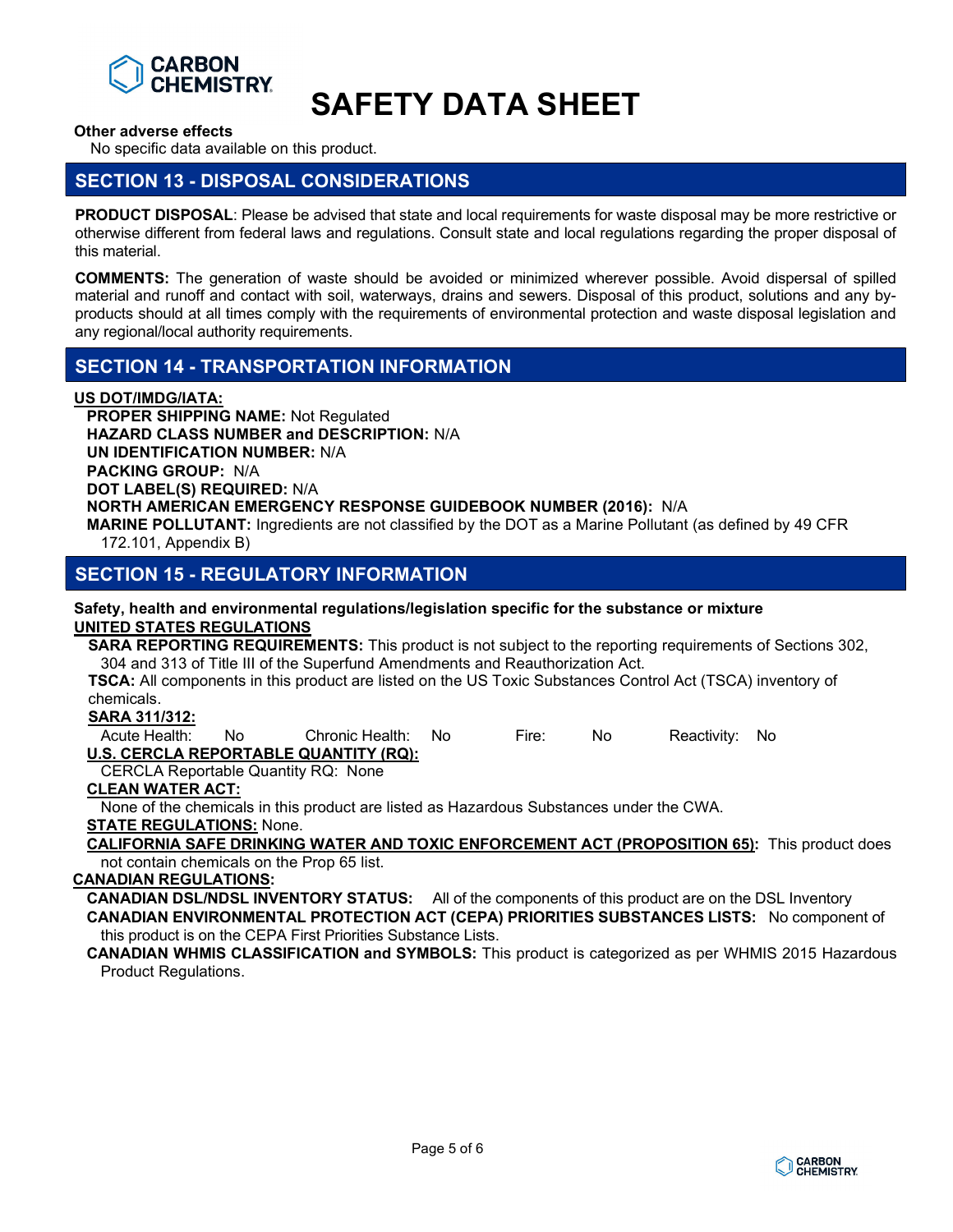**Other adverse effects**

No specific data available on this product.

## SECTION 13 - DISPOSAL CONSIDERATIONS

**PRODUCT DISPOSAL**: Please be advised that state and local requirements for waste disposal may be more restrictive or otherwise different from federal laws and regulations. Consult state and local regulations regarding the proper disposal of this material.

**COMMENTS:** The generation of waste should be avoided or minimized wherever possible. Avoid dispersal of spilled material and runoff and contact with soil, waterways, drains and sewers. Disposal of this product, solutions and any by-products should at all times comply with the requirements of environmental protection and waste disposal legislation and any regional/local authority requirements.

## SECTION 14 - TRANSPORTATION INFORMATION

**US DOT/IMDG/IATA:**

**PROPER SHIPPING NAME:** Not Regulated
**HAZARD CLASS NUMBER and DESCRIPTION:** N/A
**UN IDENTIFICATION NUMBER:** N/A
**PACKING GROUP:** N/A
**DOT LABEL(S) REQUIRED:** N/A
**NORTH AMERICAN EMERGENCY RESPONSE GUIDEBOOK NUMBER (2016):** N/A
**MARINE POLLUTANT:** Ingredients are not classified by the DOT as a Marine Pollutant (as defined by 49 CFR 172.101, Appendix B)

## SECTION 15 - REGULATORY INFORMATION

**Safety, health and environmental regulations/legislation specific for the substance or mixture**

**UNITED STATES REGULATIONS**

**SARA REPORTING REQUIREMENTS:** This product is not subject to the reporting requirements of Sections 302, 304 and 313 of Title III of the Superfund Amendments and Reauthorization Act.

**TSCA:** All components in this product are listed on the US Toxic Substances Control Act (TSCA) inventory of chemicals.

**SARA 311/312:**

Acute Health: No Chronic Health: No Fire: No Reactivity: No

**U.S. CERCLA REPORTABLE QUANTITY (RQ):**

CERCLA Reportable Quantity RQ: None

**CLEAN WATER ACT:**

None of the chemicals in this product are listed as Hazardous Substances under the CWA.

**STATE REGULATIONS:** None.

**CALIFORNIA SAFE DRINKING WATER AND TOXIC ENFORCEMENT ACT (PROPOSITION 65):** This product does not contain chemicals on the Prop 65 list.

**CANADIAN REGULATIONS:**

**CANADIAN DSL/NDSL INVENTORY STATUS:** All of the components of this product are on the DSL Inventory

**CANADIAN ENVIRONMENTAL PROTECTION ACT (CEPA) PRIORITIES SUBSTANCES LISTS:** No component of this product is on the CEPA First Priorities Substance Lists.

**CANADIAN WHMIS CLASSIFICATION and SYMBOLS:** This product is categorized as per WHMIS 2015 Hazardous Product Regulations.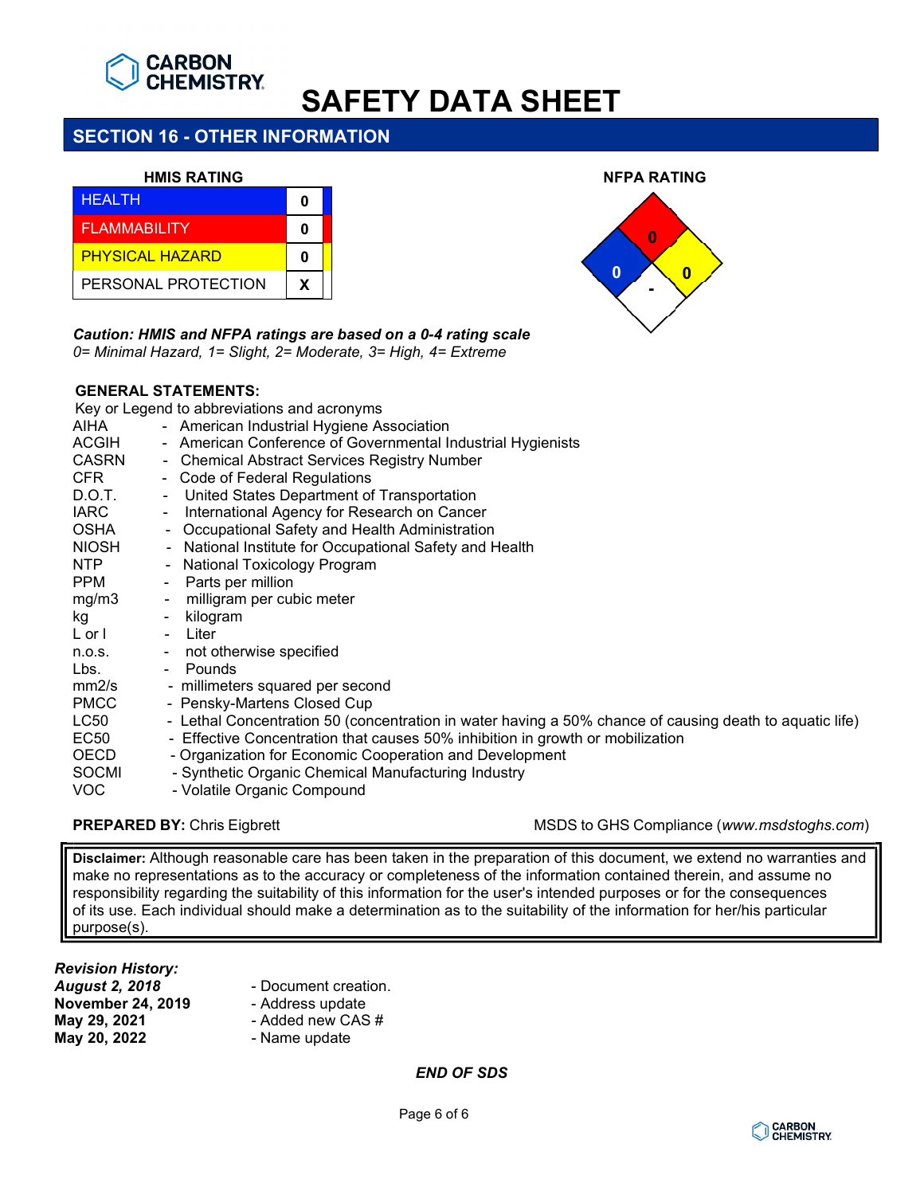# SAFETY DATA SHEET

## SECTION 16 - OTHER INFORMATION

**HMIS RATING**

| | |
|---|---|
| HEALTH | 0 |
| FLAMMABILITY | 0 |
| PHYSICAL HAZARD | 0 |
| PERSONAL PROTECTION | X |

**NFPA RATING**

0
0
0
-

***Caution: HMIS and NFPA ratings are based on a 0-4 rating scale***
*0= Minimal Hazard, 1= Slight, 2= Moderate, 3= High, 4= Extreme*

**GENERAL STATEMENTS:**

Key or Legend to abbreviations and acronyms

| | |
|---|---|
| AIHA | - American Industrial Hygiene Association |
| ACGIH | - American Conference of Governmental Industrial Hygienists |
| CASRN | - Chemical Abstract Services Registry Number |
| CFR | - Code of Federal Regulations |
| D.O.T. | - United States Department of Transportation |
| IARC | - International Agency for Research on Cancer |
| OSHA | - Occupational Safety and Health Administration |
| NIOSH | - National Institute for Occupational Safety and Health |
| NTP | - National Toxicology Program |
| PPM | - Parts per million |
| mg/m3 | - milligram per cubic meter |
| kg | - kilogram |
| L or l | - Liter |
| n.o.s. | - not otherwise specified |
| Lbs. | - Pounds |
| mm2/s | - millimeters squared per second |
| PMCC | - Pensky-Martens Closed Cup |
| LC50 | - Lethal Concentration 50 (concentration in water having a 50% chance of causing death to aquatic life) |
| EC50 | - Effective Concentration that causes 50% inhibition in growth or mobilization |
| OECD | - Organization for Economic Cooperation and Development |
| SOCMI | - Synthetic Organic Chemical Manufacturing Industry |
| VOC | - Volatile Organic Compound |

**PREPARED BY:** Chris Eigbrett

MSDS to GHS Compliance (*www.msdstoghs.com*)

**Disclaimer:** Although reasonable care has been taken in the preparation of this document, we extend no warranties and make no representations as to the accuracy or completeness of the information contained therein, and assume no responsibility regarding the suitability of this information for the user's intended purposes or for the consequences of its use. Each individual should make a determination as to the suitability of the information for her/his particular purpose(s).

***Revision History:***

***August 2, 2018*** - Document creation.
**November 24, 2019** - Address update
**May 29, 2021** - Added new CAS #
**May 20, 2022** - Name update

***END OF SDS***